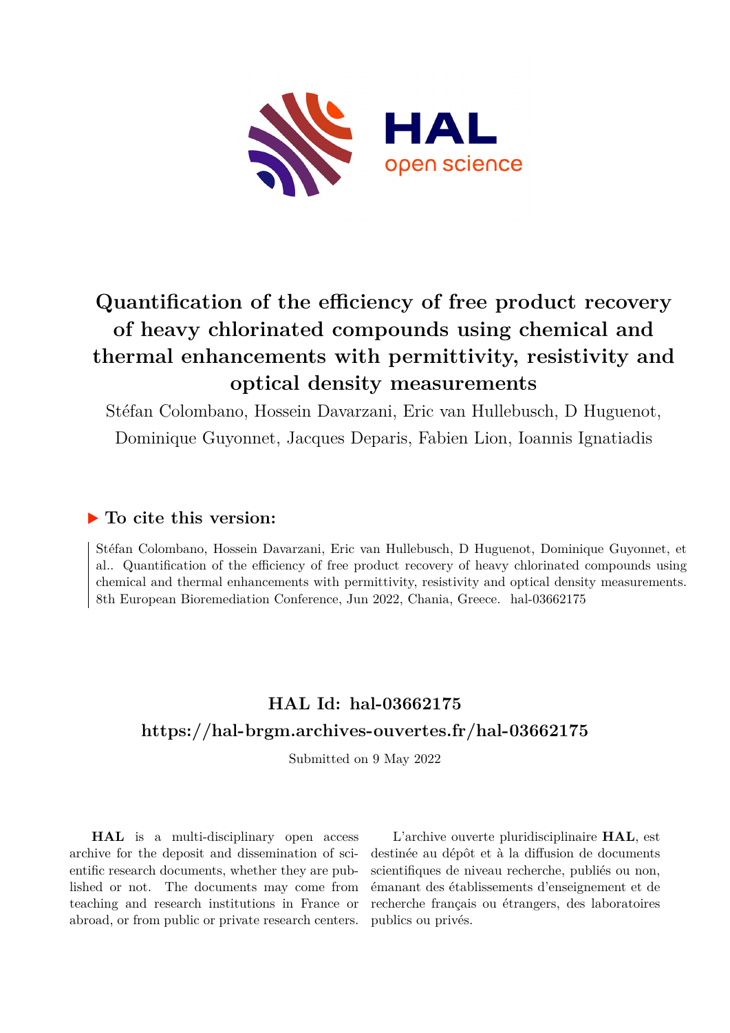# Quantification of the efficiency of free product recovery of heavy chlorinated compounds using chemical and thermal enhancements with permittivity, resistivity and optical density measurements

Stéfan Colombano, Hossein Davarzani, Eric van Hullebusch, D Huguenot, Dominique Guyonnet, Jacques Deparis, Fabien Lion, Ioannis Ignatiadis

## ▶ To cite this version:

Stéfan Colombano, Hossein Davarzani, Eric van Hullebusch, D Huguenot, Dominique Guyonnet, et al.. Quantification of the efficiency of free product recovery of heavy chlorinated compounds using chemical and thermal enhancements with permittivity, resistivity and optical density measurements. 8th European Bioremediation Conference, Jun 2022, Chania, Greece. hal-03662175

## HAL Id: hal-03662175

## https://hal-brgm.archives-ouvertes.fr/hal-03662175

Submitted on 9 May 2022

**HAL** is a multi-disciplinary open access archive for the deposit and dissemination of scientific research documents, whether they are published or not. The documents may come from teaching and research institutions in France or abroad, or from public or private research centers.

L'archive ouverte pluridisciplinaire **HAL**, est destinée au dépôt et à la diffusion de documents scientifiques de niveau recherche, publiés ou non, émanant des établissements d'enseignement et de recherche français ou étrangers, des laboratoires publics ou privés.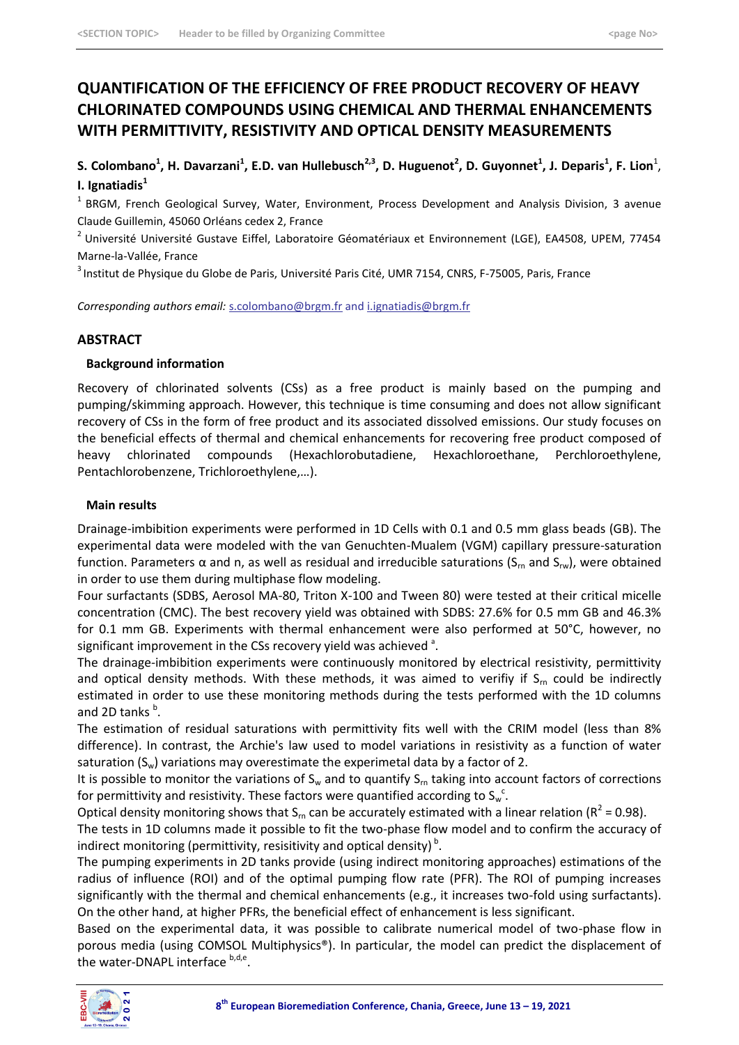# QUANTIFICATION OF THE EFFICIENCY OF FREE PRODUCT RECOVERY OF HEAVY CHLORINATED COMPOUNDS USING CHEMICAL AND THERMAL ENHANCEMENTS WITH PERMITTIVITY, RESISTIVITY AND OPTICAL DENSITY MEASUREMENTS

**S. Colombano[1], H. Davarzani[1], E.D. van Hullebusch[2,3], D. Huguenot[2], D. Guyonnet[1], J. Deparis[1], F. Lion[1], I. Ignatiadis[1]**

[1] BRGM, French Geological Survey, Water, Environment, Process Development and Analysis Division, 3 avenue Claude Guillemin, 45060 Orléans cedex 2, France

[2] Université Université Gustave Eiffel, Laboratoire Géomatériaux et Environnement (LGE), EA4508, UPEM, 77454 Marne-la-Vallée, France

[3] Institut de Physique du Globe de Paris, Université Paris Cité, UMR 7154, CNRS, F-75005, Paris, France

*Corresponding authors email:* s.colombano@brgm.fr and i.ignatiadis@brgm.fr

## ABSTRACT

### Background information

Recovery of chlorinated solvents (CSs) as a free product is mainly based on the pumping and pumping/skimming approach. However, this technique is time consuming and does not allow significant recovery of CSs in the form of free product and its associated dissolved emissions. Our study focuses on the beneficial effects of thermal and chemical enhancements for recovering free product composed of heavy chlorinated compounds (Hexachlorobutadiene, Hexachloroethane, Perchloroethylene, Pentachlorobenzene, Trichloroethylene,…).

### Main results

Drainage-imbibition experiments were performed in 1D Cells with 0.1 and 0.5 mm glass beads (GB). The experimental data were modeled with the van Genuchten-Mualem (VGM) capillary pressure-saturation function. Parameters α and n, as well as residual and irreducible saturations ($S_{rn}$ and $S_{rw}$), were obtained in order to use them during multiphase flow modeling.

Four surfactants (SDBS, Aerosol MA-80, Triton X-100 and Tween 80) were tested at their critical micelle concentration (CMC). The best recovery yield was obtained with SDBS: 27.6% for 0.5 mm GB and 46.3% for 0.1 mm GB. Experiments with thermal enhancement were also performed at 50°C, however, no significant improvement in the CSs recovery yield was achieved [a].

The drainage-imbibition experiments were continuously monitored by electrical resistivity, permittivity and optical density methods. With these methods, it was aimed to verifiy if $S_{rn}$ could be indirectly estimated in order to use these monitoring methods during the tests performed with the 1D columns and 2D tanks [b].

The estimation of residual saturations with permittivity fits well with the CRIM model (less than 8% difference). In contrast, the Archie's law used to model variations in resistivity as a function of water saturation ($S_w$) variations may overestimate the experimetal data by a factor of 2.

It is possible to monitor the variations of $S_w$ and to quantify $S_{rn}$ taking into account factors of corrections for permittivity and resistivity. These factors were quantified according to $S_w^{\ c}$.

Optical density monitoring shows that $S_{rn}$ can be accurately estimated with a linear relation ($R^2$ = 0.98).

The tests in 1D columns made it possible to fit the two-phase flow model and to confirm the accuracy of indirect monitoring (permittivity, resisitivity and optical density) [b].

The pumping experiments in 2D tanks provide (using indirect monitoring approaches) estimations of the radius of influence (ROI) and of the optimal pumping flow rate (PFR). The ROI of pumping increases significantly with the thermal and chemical enhancements (e.g., it increases two-fold using surfactants). On the other hand, at higher PFRs, the beneficial effect of enhancement is less significant.

Based on the experimental data, it was possible to calibrate numerical model of two-phase flow in porous media (using COMSOL Multiphysics®). In particular, the model can predict the displacement of the water-DNAPL interface [b,d,e].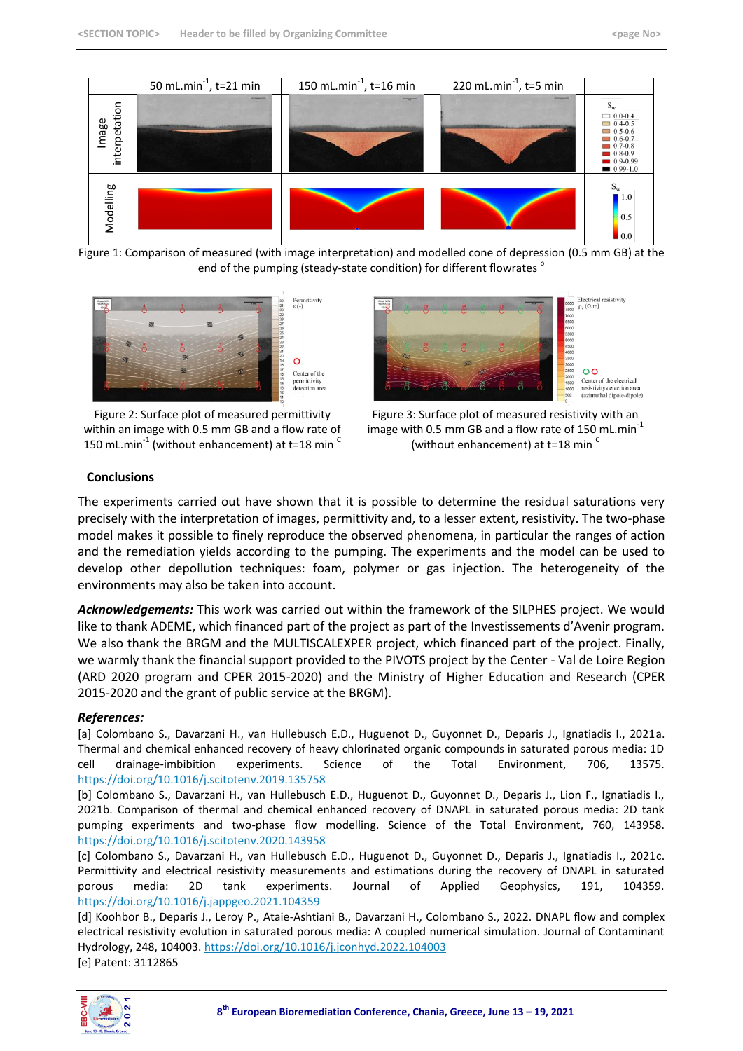| | 50 mL.min$^{-1}$, t=21 min | 150 mL.min$^{-1}$, t=16 min | 220 mL.min$^{-1}$, t=5 min | |
|---|---|---|---|---|
| Image interpetation | | | | $S_w$ 0.0-0.4 0.4-0.5 0.5-0.6 0.6-0.7 0.7-0.8 0.8-0.9 0.9-0.99 0.99-1.0 |
| Modelling | | | | $S_w$ 1.0 0.5 0.0 |

Figure 1: Comparison of measured (with image interpretation) and modelled cone of depression (0.5 mm GB) at the end of the pumping (steady-state condition) for different flowrates [b]

Figure 2: Surface plot of measured permittivity within an image with 0.5 mm GB and a flow rate of 150 mL.min$^{-1}$ (without enhancement) at t=18 min [C]

Figure 3: Surface plot of measured resistivity with an image with 0.5 mm GB and a flow rate of 150 mL.min$^{-1}$ (without enhancement) at t=18 min [C]

**Conclusions**

The experiments carried out have shown that it is possible to determine the residual saturations very precisely with the interpretation of images, permittivity and, to a lesser extent, resistivity. The two-phase model makes it possible to finely reproduce the observed phenomena, in particular the ranges of action and the remediation yields according to the pumping. The experiments and the model can be used to develop other depollution techniques: foam, polymer or gas injection. The heterogeneity of the environments may also be taken into account.

***Acknowledgements:*** This work was carried out within the framework of the SILPHES project. We would like to thank ADEME, which financed part of the project as part of the Investissements d'Avenir program. We also thank the BRGM and the MULTISCALEXPER project, which financed part of the project. Finally, we warmly thank the financial support provided to the PIVOTS project by the Center - Val de Loire Region (ARD 2020 program and CPER 2015-2020) and the Ministry of Higher Education and Research (CPER 2015-2020 and the grant of public service at the BRGM).

***References:***

[a] Colombano S., Davarzani H., van Hullebusch E.D., Huguenot D., Guyonnet D., Deparis J., Ignatiadis I., 2021a. Thermal and chemical enhanced recovery of heavy chlorinated organic compounds in saturated porous media: 1D cell drainage-imbibition experiments. Science of the Total Environment, 706, 13575. https://doi.org/10.1016/j.scitotenv.2019.135758

[b] Colombano S., Davarzani H., van Hullebusch E.D., Huguenot D., Guyonnet D., Deparis J., Lion F., Ignatiadis I., 2021b. Comparison of thermal and chemical enhanced recovery of DNAPL in saturated porous media: 2D tank pumping experiments and two-phase flow modelling. Science of the Total Environment, 760, 143958. https://doi.org/10.1016/j.scitotenv.2020.143958

[c] Colombano S., Davarzani H., van Hullebusch E.D., Huguenot D., Guyonnet D., Deparis J., Ignatiadis I., 2021c. Permittivity and electrical resistivity measurements and estimations during the recovery of DNAPL in saturated porous media: 2D tank experiments. Journal of Applied Geophysics, 191, 104359. https://doi.org/10.1016/j.jappgeo.2021.104359

[d] Koohbor B., Deparis J., Leroy P., Ataie-Ashtiani B., Davarzani H., Colombano S., 2022. DNAPL flow and complex electrical resistivity evolution in saturated porous media: A coupled numerical simulation. Journal of Contaminant Hydrology, 248, 104003. https://doi.org/10.1016/j.jconhyd.2022.104003

[e] Patent: 3112865